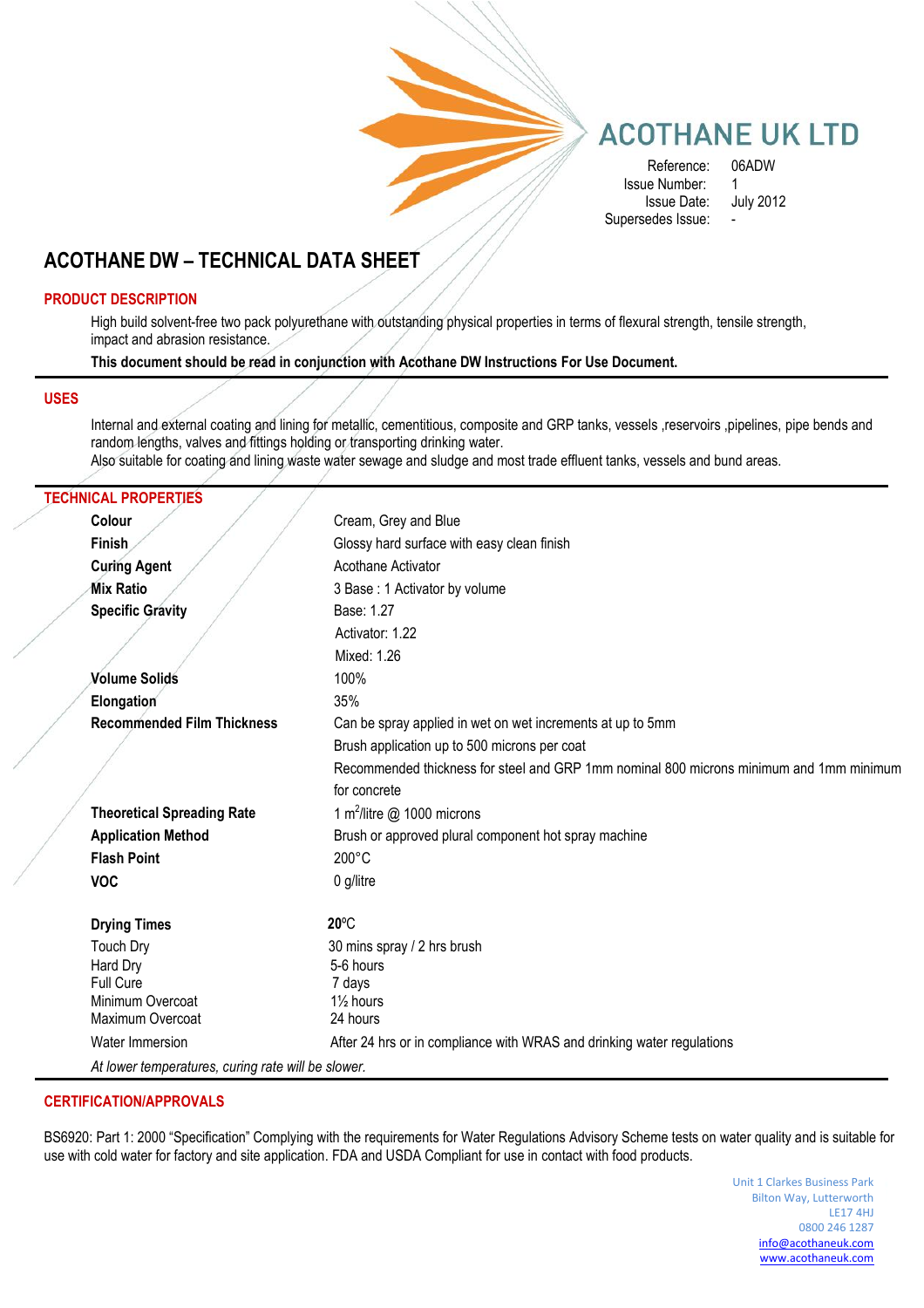# ACOTHANE UK LTD

| | |
|---|---|
| Reference: | 06ADW |
| Issue Number: | 1 |
| Issue Date: | July 2012 |
| Supersedes Issue: | - |

# ACOTHANE DW – TECHNICAL DATA SHEET

## PRODUCT DESCRIPTION

High build solvent-free two pack polyurethane with outstanding physical properties in terms of flexural strength, tensile strength, impact and abrasion resistance.

**This document should be read in conjunction with Acothane DW Instructions For Use Document.**

## USES

Internal and external coating and lining for metallic, cementitious, composite and GRP tanks, vessels ,reservoirs ,pipelines, pipe bends and random lengths, valves and fittings holding or transporting drinking water.
Also suitable for coating and lining waste water sewage and sludge and most trade effluent tanks, vessels and bund areas.

## TECHNICAL PROPERTIES

| | |
|---|---|
| **Colour** | Cream, Grey and Blue |
| **Finish** | Glossy hard surface with easy clean finish |
| **Curing Agent** | Acothane Activator |
| **Mix Ratio** | 3 Base : 1 Activator by volume |
| **Specific Gravity** | Base: 1.27<br>Activator: 1.22<br>Mixed: 1.26 |
| **Volume Solids** | 100% |
| **Elongation** | 35% |
| **Recommended Film Thickness** | Can be spray applied in wet on wet increments at up to 5mm<br>Brush application up to 500 microns per coat<br>Recommended thickness for steel and GRP 1mm nominal 800 microns minimum and 1mm minimum for concrete |
| **Theoretical Spreading Rate** | 1 $m^2$/litre @ 1000 microns |
| **Application Method** | Brush or approved plural component hot spray machine |
| **Flash Point** | 200°C |
| **VOC** | 0 g/litre |

| **Drying Times** | **20**°C |
|---|---|
| Touch Dry | 30 mins spray / 2 hrs brush |
| Hard Dry | 5-6 hours |
| Full Cure | 7 days |
| Minimum Overcoat | 1½ hours |
| Maximum Overcoat | 24 hours |
| Water Immersion | After 24 hrs or in compliance with WRAS and drinking water regulations |

*At lower temperatures, curing rate will be slower.*

## CERTIFICATION/APPROVALS

BS6920: Part 1: 2000 "Specification" Complying with the requirements for Water Regulations Advisory Scheme tests on water quality and is suitable for use with cold water for factory and site application. FDA and USDA Compliant for use in contact with food products.

Unit 1 Clarkes Business Park
Bilton Way, Lutterworth
LE17 4HJ
0800 246 1287
info@acothaneuk.com
www.acothaneuk.com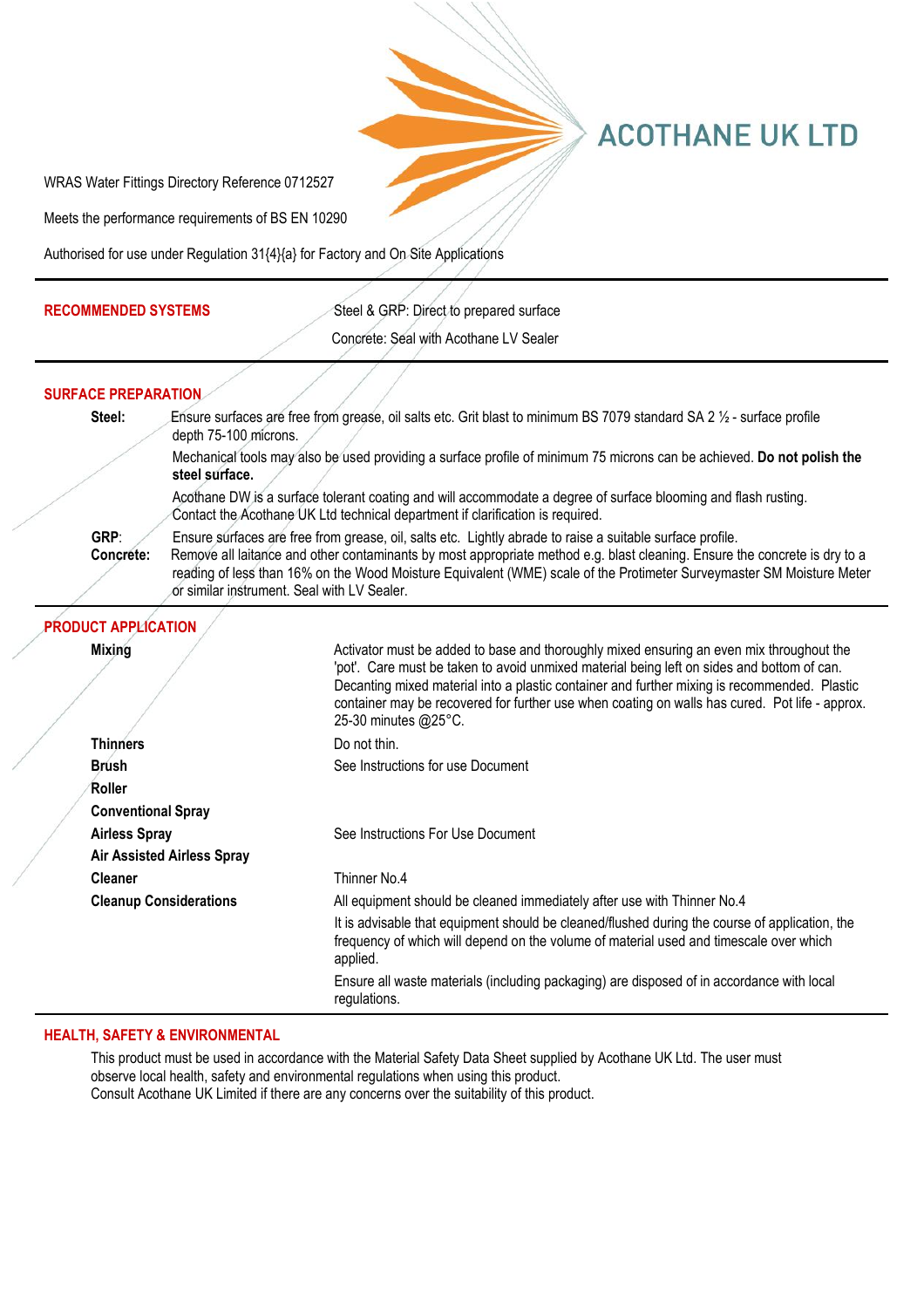# ACOTHANE UK LTD

WRAS Water Fittings Directory Reference 0712527

Meets the performance requirements of BS EN 10290

Authorised for use under Regulation 31{4}{a} for Factory and On Site Applications

## RECOMMENDED SYSTEMS

Steel & GRP: Direct to prepared surface

Concrete: Seal with Acothane LV Sealer

## SURFACE PREPARATION

**Steel:** Ensure surfaces are free from grease, oil salts etc. Grit blast to minimum BS 7079 standard SA 2 ½ - surface profile depth 75-100 microns.

Mechanical tools may also be used providing a surface profile of minimum 75 microns can be achieved. **Do not polish the steel surface.**

Acothane DW is a surface tolerant coating and will accommodate a degree of surface blooming and flash rusting. Contact the Acothane UK Ltd technical department if clarification is required.

**GRP:** Ensure surfaces are free from grease, oil, salts etc. Lightly abrade to raise a suitable surface profile.

**Concrete:** Remove all laitance and other contaminants by most appropriate method e.g. blast cleaning. Ensure the concrete is dry to a reading of less than 16% on the Wood Moisture Equivalent (WME) scale of the Protimeter Surveymaster SM Moisture Meter or similar instrument. Seal with LV Sealer.

## PRODUCT APPLICATION

**Mixing**

Activator must be added to base and thoroughly mixed ensuring an even mix throughout the 'pot'. Care must be taken to avoid unmixed material being left on sides and bottom of can. Decanting mixed material into a plastic container and further mixing is recommended. Plastic container may be recovered for further use when coating on walls has cured. Pot life - approx. 25-30 minutes @25°C.

**Thinners**

Do not thin.

**Brush**

See Instructions for use Document

**Roller**

**Conventional Spray**

**Airless Spray**

See Instructions For Use Document

**Air Assisted Airless Spray**

**Cleaner**

Thinner No.4

**Cleanup Considerations**

All equipment should be cleaned immediately after use with Thinner No.4

It is advisable that equipment should be cleaned/flushed during the course of application, the frequency of which will depend on the volume of material used and timescale over which applied.

Ensure all waste materials (including packaging) are disposed of in accordance with local regulations.

## HEALTH, SAFETY & ENVIRONMENTAL

This product must be used in accordance with the Material Safety Data Sheet supplied by Acothane UK Ltd. The user must observe local health, safety and environmental regulations when using this product.
Consult Acothane UK Limited if there are any concerns over the suitability of this product.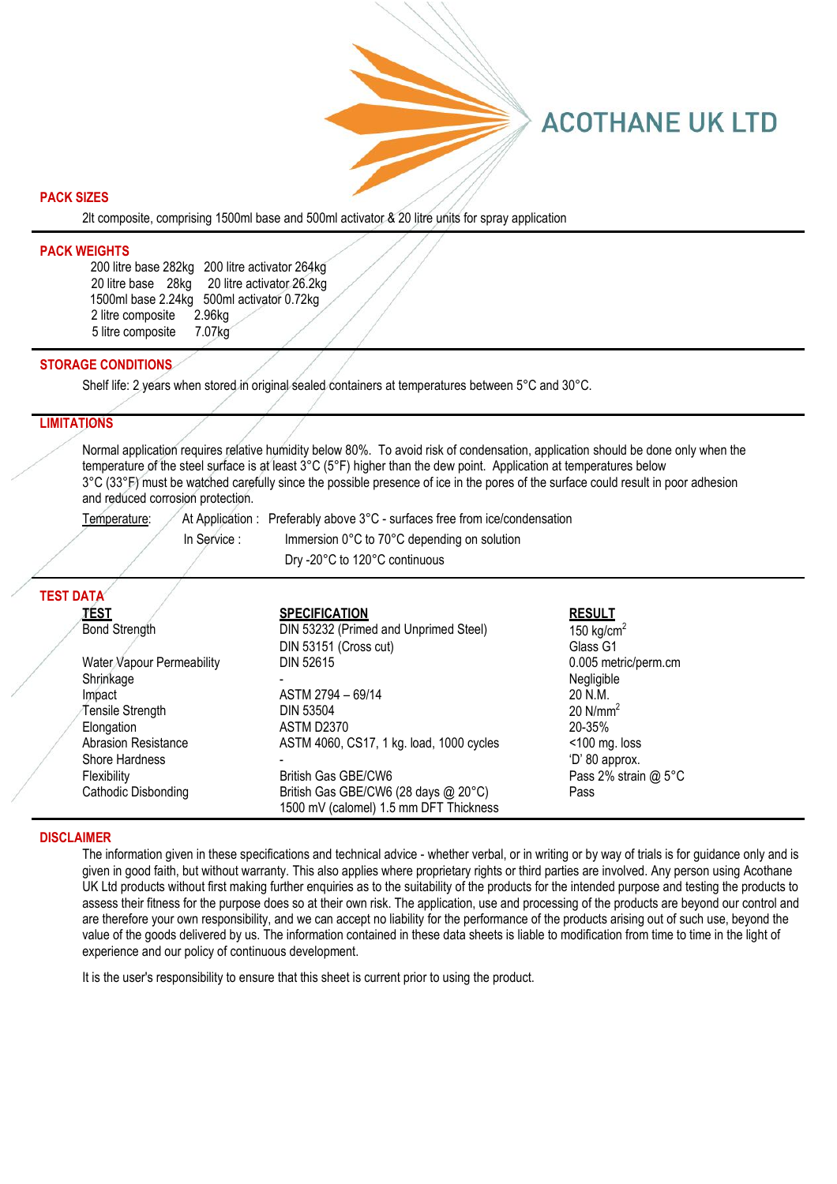ACOTHANE UK LTD

## PACK SIZES

2lt composite, comprising 1500ml base and 500ml activator & 20 litre units for spray application

## PACK WEIGHTS

| | |
|---|---|
| 200 litre base 282kg | 200 litre activator 264kg |
| 20 litre base 28kg | 20 litre activator 26.2kg |
| 1500ml base 2.24kg | 500ml activator 0.72kg |
| 2 litre composite | 2.96kg |
| 5 litre composite | 7.07kg |

## STORAGE CONDITIONS

Shelf life: 2 years when stored in original sealed containers at temperatures between 5°C and 30°C.

## LIMITATIONS

Normal application requires relative humidity below 80%. To avoid risk of condensation, application should be done only when the temperature of the steel surface is at least 3°C (5°F) higher than the dew point. Application at temperatures below 3°C (33°F) must be watched carefully since the possible presence of ice in the pores of the surface could result in poor adhesion and reduced corrosion protection.

| | | |
|---|---|---|
| Temperature: | At Application : | Preferably above 3°C - surfaces free from ice/condensation |
| | In Service : | Immersion 0°C to 70°C depending on solution |
| | | Dry -20°C to 120°C continuous |

## TEST DATA

| TEST | SPECIFICATION | RESULT |
|---|---|---|
| Bond Strength | DIN 53232 (Primed and Unprimed Steel) | 150 kg/cm$^2$ |
| | DIN 53151 (Cross cut) | Glass G1 |
| Water Vapour Permeability | DIN 52615 | 0.005 metric/perm.cm |
| Shrinkage | - | Negligible |
| Impact | ASTM 2794 – 69/14 | 20 N.M. |
| Tensile Strength | DIN 53504 | 20 N/mm$^2$ |
| Elongation | ASTM D2370 | 20-35% |
| Abrasion Resistance | ASTM 4060, CS17, 1 kg. load, 1000 cycles | <100 mg. loss |
| Shore Hardness | - | 'D' 80 approx. |
| Flexibility | British Gas GBE/CW6 | Pass 2% strain @ 5°C |
| Cathodic Disbonding | British Gas GBE/CW6 (28 days @ 20°C) 1500 mV (calomel) 1.5 mm DFT Thickness | Pass |

## DISCLAIMER

The information given in these specifications and technical advice - whether verbal, or in writing or by way of trials is for guidance only and is given in good faith, but without warranty. This also applies where proprietary rights or third parties are involved. Any person using Acothane UK Ltd products without first making further enquiries as to the suitability of the products for the intended purpose and testing the products to assess their fitness for the purpose does so at their own risk. The application, use and processing of the products are beyond our control and are therefore your own responsibility, and we can accept no liability for the performance of the products arising out of such use, beyond the value of the goods delivered by us. The information contained in these data sheets is liable to modification from time to time in the light of experience and our policy of continuous development.

It is the user's responsibility to ensure that this sheet is current prior to using the product.